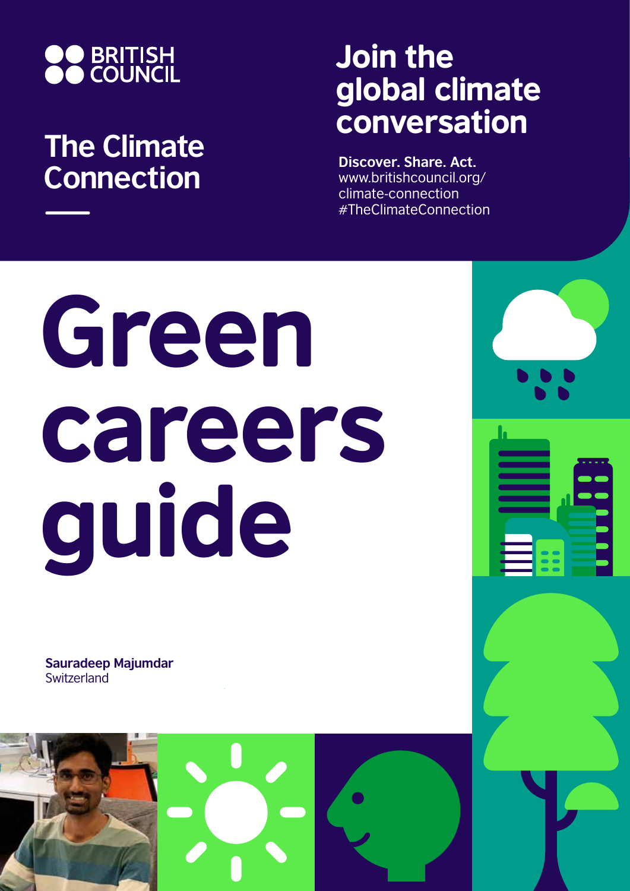BRITISH COUNCIL

## The Climate Connection

## Join the global climate conversation

**Discover. Share. Act.**
www.britishcouncil.org/climate-connection
#TheClimateConnection

# Green careers guide

**Sauradeep Majumdar**
Switzerland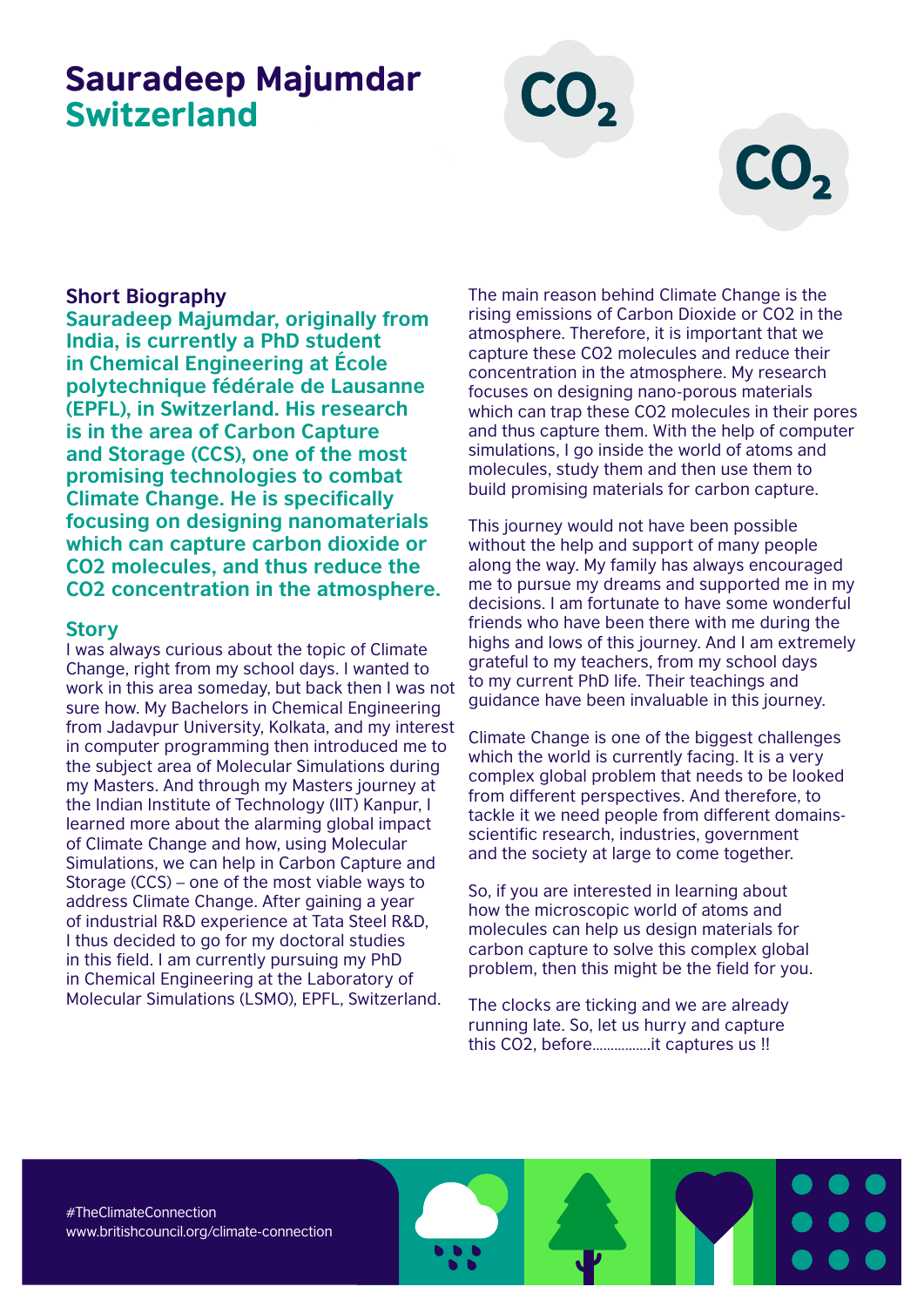# Sauradeep Majumdar
## Switzerland

$CO_2$

$CO_2$

### Short Biography

**Sauradeep Majumdar, originally from India, is currently a PhD student in Chemical Engineering at École polytechnique fédérale de Lausanne (EPFL), in Switzerland. His research is in the area of Carbon Capture and Storage (CCS), one of the most promising technologies to combat Climate Change. He is specifically focusing on designing nanomaterials which can capture carbon dioxide or CO2 molecules, and thus reduce the CO2 concentration in the atmosphere.**

### Story

I was always curious about the topic of Climate Change, right from my school days. I wanted to work in this area someday, but back then I was not sure how. My Bachelors in Chemical Engineering from Jadavpur University, Kolkata, and my interest in computer programming then introduced me to the subject area of Molecular Simulations during my Masters. And through my Masters journey at the Indian Institute of Technology (IIT) Kanpur, I learned more about the alarming global impact of Climate Change and how, using Molecular Simulations, we can help in Carbon Capture and Storage (CCS) – one of the most viable ways to address Climate Change. After gaining a year of industrial R&D experience at Tata Steel R&D, I thus decided to go for my doctoral studies in this field. I am currently pursuing my PhD in Chemical Engineering at the Laboratory of Molecular Simulations (LSMO), EPFL, Switzerland.

The main reason behind Climate Change is the rising emissions of Carbon Dioxide or CO2 in the atmosphere. Therefore, it is important that we capture these CO2 molecules and reduce their concentration in the atmosphere. My research focuses on designing nano-porous materials which can trap these CO2 molecules in their pores and thus capture them. With the help of computer simulations, I go inside the world of atoms and molecules, study them and then use them to build promising materials for carbon capture.

This journey would not have been possible without the help and support of many people along the way. My family has always encouraged me to pursue my dreams and supported me in my decisions. I am fortunate to have some wonderful friends who have been there with me during the highs and lows of this journey. And I am extremely grateful to my teachers, from my school days to my current PhD life. Their teachings and guidance have been invaluable in this journey.

Climate Change is one of the biggest challenges which the world is currently facing. It is a very complex global problem that needs to be looked from different perspectives. And therefore, to tackle it we need people from different domains-scientific research, industries, government and the society at large to come together.

So, if you are interested in learning about how the microscopic world of atoms and molecules can help us design materials for carbon capture to solve this complex global problem, then this might be the field for you.

The clocks are ticking and we are already running late. So, let us hurry and capture this CO2, before................it captures us !!

#TheClimateConnection
www.britishcouncil.org/climate-connection